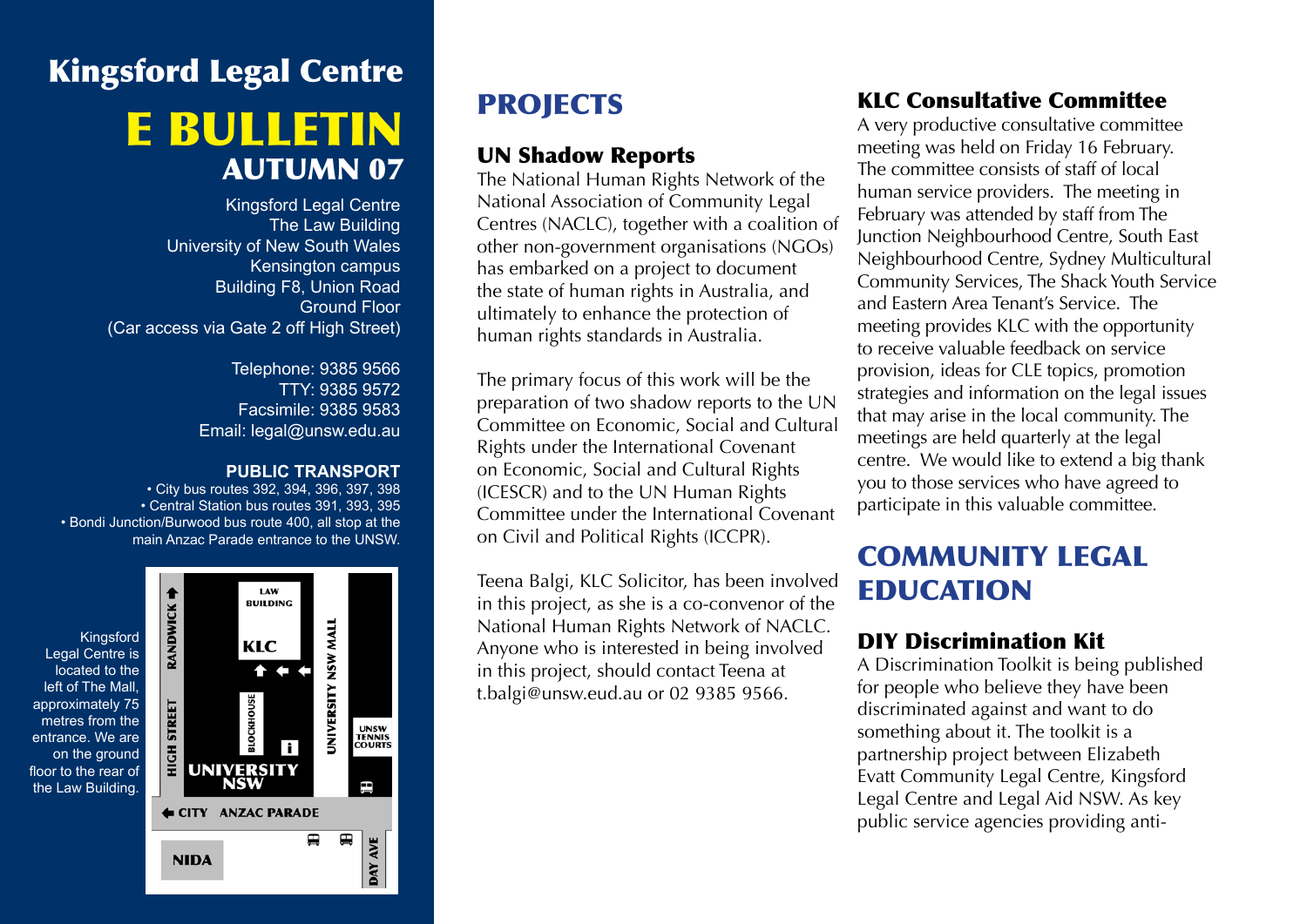# Kingsford Legal Centre

# E BULLETIN
## AUTUMN 07

Kingsford Legal Centre
The Law Building
University of New South Wales
Kensington campus
Building F8, Union Road
Ground Floor
(Car access via Gate 2 off High Street)

Telephone: 9385 9566
TTY: 9385 9572
Facsimile: 9385 9583
Email: legal@unsw.edu.au

**PUBLIC TRANSPORT**

- City bus routes 392, 394, 396, 397, 398
- Central Station bus routes 391, 393, 395
- Bondi Junction/Burwood bus route 400, all stop at the main Anzac Parade entrance to the UNSW.

Kingsford Legal Centre is located to the left of The Mall, approximately 75 metres from the entrance. We are on the ground floor to the rear of the Law Building.

## PROJECTS

### UN Shadow Reports

The National Human Rights Network of the National Association of Community Legal Centres (NACLC), together with a coalition of other non-government organisations (NGOs) has embarked on a project to document the state of human rights in Australia, and ultimately to enhance the protection of human rights standards in Australia.

The primary focus of this work will be the preparation of two shadow reports to the UN Committee on Economic, Social and Cultural Rights under the International Covenant on Economic, Social and Cultural Rights (ICESCR) and to the UN Human Rights Committee under the International Covenant on Civil and Political Rights (ICCPR).

Teena Balgi, KLC Solicitor, has been involved in this project, as she is a co-convenor of the National Human Rights Network of NACLC. Anyone who is interested in being involved in this project, should contact Teena at t.balgi@unsw.eud.au or 02 9385 9566.

### KLC Consultative Committee

A very productive consultative committee meeting was held on Friday 16 February. The committee consists of staff of local human service providers. The meeting in February was attended by staff from The Junction Neighbourhood Centre, South East Neighbourhood Centre, Sydney Multicultural Community Services, The Shack Youth Service and Eastern Area Tenant's Service. The meeting provides KLC with the opportunity to receive valuable feedback on service provision, ideas for CLE topics, promotion strategies and information on the legal issues that may arise in the local community. The meetings are held quarterly at the legal centre. We would like to extend a big thank you to those services who have agreed to participate in this valuable committee.

## COMMUNITY LEGAL EDUCATION

### DIY Discrimination Kit

A Discrimination Toolkit is being published for people who believe they have been discriminated against and want to do something about it. The toolkit is a partnership project between Elizabeth Evatt Community Legal Centre, Kingsford Legal Centre and Legal Aid NSW. As key public service agencies providing anti-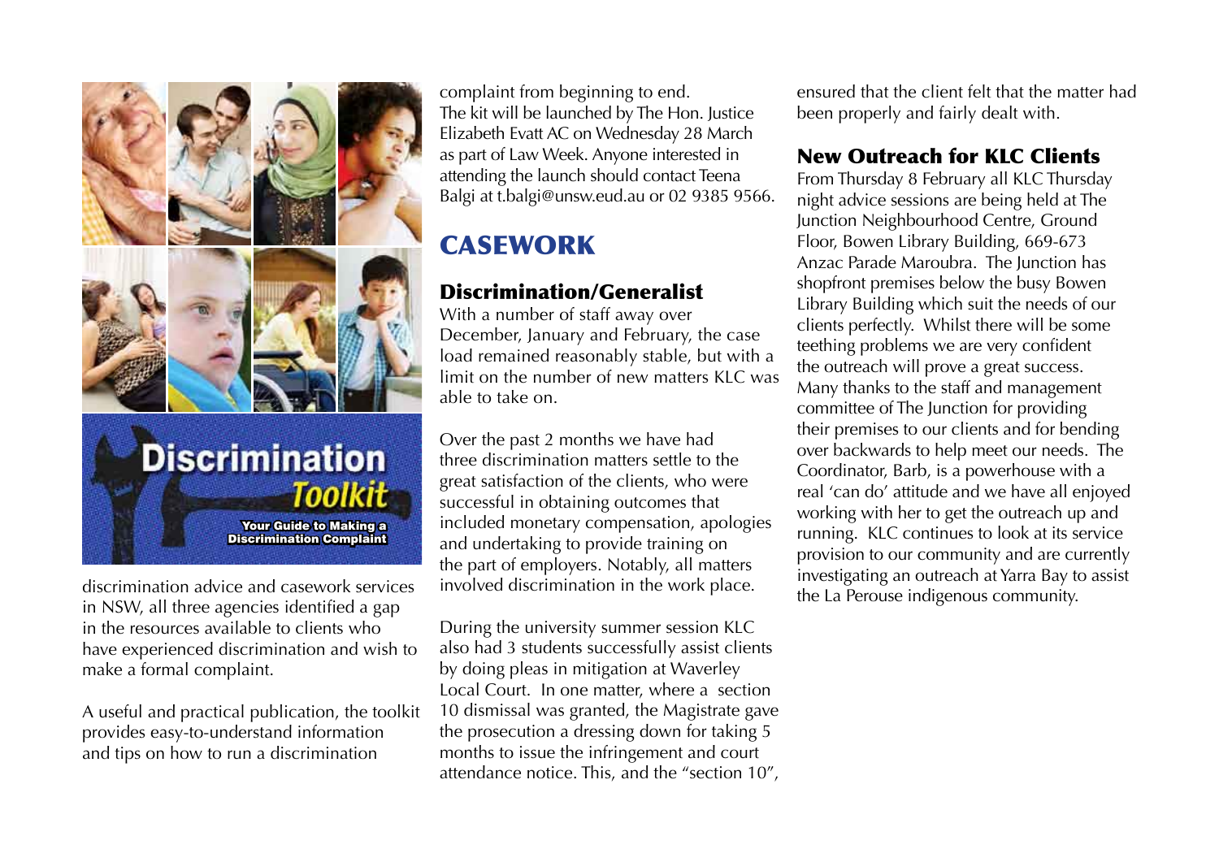Discrimination Toolkit

Your Guide to Making a Discrimination Complaint

discrimination advice and casework services in NSW, all three agencies identified a gap in the resources available to clients who have experienced discrimination and wish to make a formal complaint.

A useful and practical publication, the toolkit provides easy-to-understand information and tips on how to run a discrimination complaint from beginning to end.

The kit will be launched by The Hon. Justice Elizabeth Evatt AC on Wednesday 28 March as part of Law Week. Anyone interested in attending the launch should contact Teena Balgi at t.balgi@unsw.eud.au or 02 9385 9566.

# CASEWORK

## Discrimination/Generalist

With a number of staff away over December, January and February, the case load remained reasonably stable, but with a limit on the number of new matters KLC was able to take on.

Over the past 2 months we have had three discrimination matters settle to the great satisfaction of the clients, who were successful in obtaining outcomes that included monetary compensation, apologies and undertaking to provide training on the part of employers. Notably, all matters involved discrimination in the work place.

During the university summer session KLC also had 3 students successfully assist clients by doing pleas in mitigation at Waverley Local Court. In one matter, where a section 10 dismissal was granted, the Magistrate gave the prosecution a dressing down for taking 5 months to issue the infringement and court attendance notice. This, and the "section 10", ensured that the client felt that the matter had been properly and fairly dealt with.

## New Outreach for KLC Clients

From Thursday 8 February all KLC Thursday night advice sessions are being held at The Junction Neighbourhood Centre, Ground Floor, Bowen Library Building, 669-673 Anzac Parade Maroubra. The Junction has shopfront premises below the busy Bowen Library Building which suit the needs of our clients perfectly. Whilst there will be some teething problems we are very confident the outreach will prove a great success. Many thanks to the staff and management committee of The Junction for providing their premises to our clients and for bending over backwards to help meet our needs. The Coordinator, Barb, is a powerhouse with a real 'can do' attitude and we have all enjoyed working with her to get the outreach up and running. KLC continues to look at its service provision to our community and are currently investigating an outreach at Yarra Bay to assist the La Perouse indigenous community.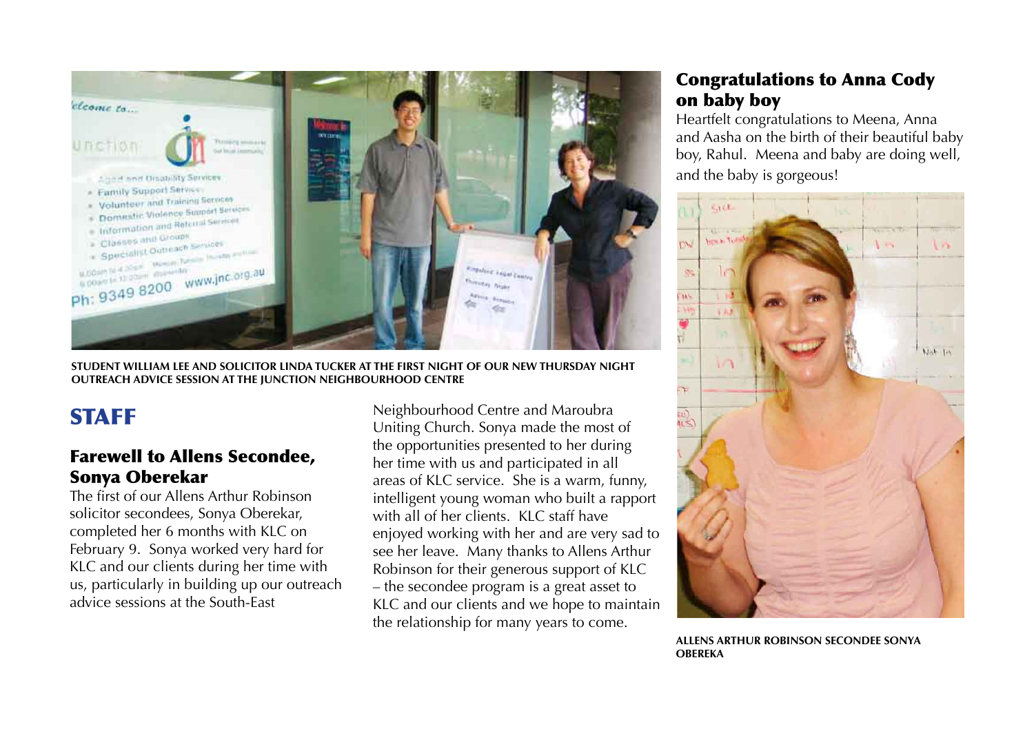STUDENT WILLIAM LEE AND SOLICITOR LINDA TUCKER AT THE FIRST NIGHT OF OUR NEW THURSDAY NIGHT OUTREACH ADVICE SESSION AT THE JUNCTION NEIGHBOURHOOD CENTRE

# STAFF

## Farewell to Allens Secondee, Sonya Oberekar

The first of our Allens Arthur Robinson solicitor secondees, Sonya Oberekar, completed her 6 months with KLC on February 9. Sonya worked very hard for KLC and our clients during her time with us, particularly in building up our outreach advice sessions at the South-East Neighbourhood Centre and Maroubra Uniting Church. Sonya made the most of the opportunities presented to her during her time with us and participated in all areas of KLC service. She is a warm, funny, intelligent young woman who built a rapport with all of her clients. KLC staff have enjoyed working with her and are very sad to see her leave. Many thanks to Allens Arthur Robinson for their generous support of KLC – the secondee program is a great asset to KLC and our clients and we hope to maintain the relationship for many years to come.

## Congratulations to Anna Cody on baby boy

Heartfelt congratulations to Meena, Anna and Aasha on the birth of their beautiful baby boy, Rahul. Meena and baby are doing well, and the baby is gorgeous!

ALLENS ARTHUR ROBINSON SECONDEE SONYA OBEREKA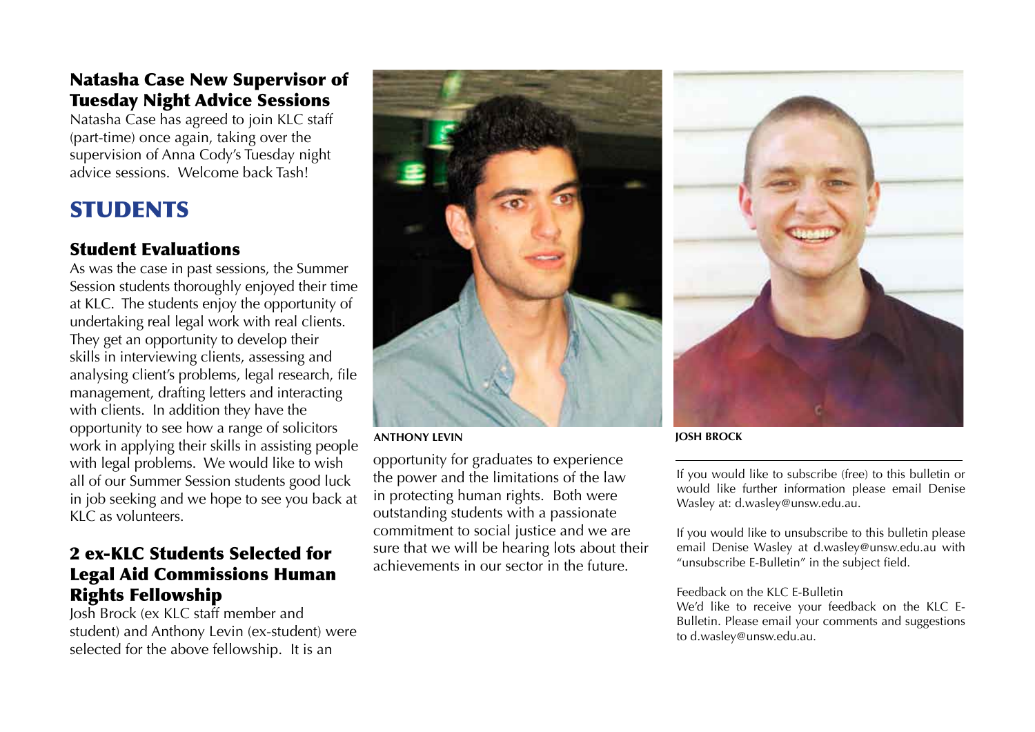### Natasha Case New Supervisor of Tuesday Night Advice Sessions

Natasha Case has agreed to join KLC staff (part-time) once again, taking over the supervision of Anna Cody's Tuesday night advice sessions. Welcome back Tash!

## STUDENTS

### Student Evaluations

As was the case in past sessions, the Summer Session students thoroughly enjoyed their time at KLC. The students enjoy the opportunity of undertaking real legal work with real clients. They get an opportunity to develop their skills in interviewing clients, assessing and analysing client's problems, legal research, file management, drafting letters and interacting with clients. In addition they have the opportunity to see how a range of solicitors work in applying their skills in assisting people with legal problems. We would like to wish all of our Summer Session students good luck in job seeking and we hope to see you back at KLC as volunteers.

### 2 ex-KLC Students Selected for Legal Aid Commissions Human Rights Fellowship

Josh Brock (ex KLC staff member and student) and Anthony Levin (ex-student) were selected for the above fellowship. It is an opportunity for graduates to experience the power and the limitations of the law in protecting human rights. Both were outstanding students with a passionate commitment to social justice and we are sure that we will be hearing lots about their achievements in our sector in the future.

**ANTHONY LEVIN**

**JOSH BROCK**

---

If you would like to subscribe (free) to this bulletin or would like further information please email Denise Wasley at: d.wasley@unsw.edu.au.

If you would like to unsubscribe to this bulletin please email Denise Wasley at d.wasley@unsw.edu.au with "unsubscribe E-Bulletin" in the subject field.

Feedback on the KLC E-Bulletin
We'd like to receive your feedback on the KLC E-Bulletin. Please email your comments and suggestions to d.wasley@unsw.edu.au.